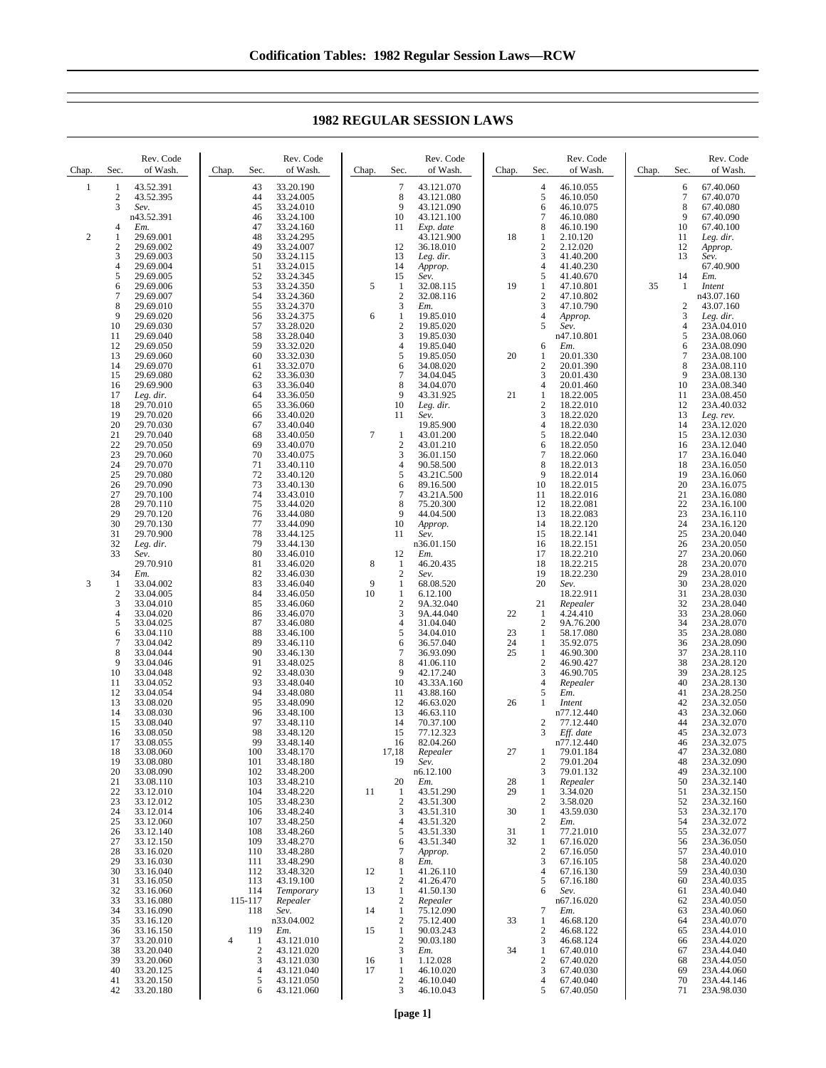# 1982 REGULAR SESSION LAWS

| Chap. | Sec. | Rev. Code of Wash. |
|---|---|---|
| 1 | 1 | 43.52.391 |
| | 2 | 43.52.395 |
| | 3 | *Sev.* n43.52.391 |
| | 4 | *Em.* |
| 2 | 1 | 29.69.001 |
| | 2 | 29.69.002 |
| | 3 | 29.69.003 |
| | 4 | 29.69.004 |
| | 5 | 29.69.005 |
| | 6 | 29.69.006 |
| | 7 | 29.69.007 |
| | 8 | 29.69.010 |
| | 9 | 29.69.020 |
| | 10 | 29.69.030 |
| | 11 | 29.69.040 |
| | 12 | 29.69.050 |
| | 13 | 29.69.060 |
| | 14 | 29.69.070 |
| | 15 | 29.69.080 |
| | 16 | 29.69.900 |
| | 17 | *Leg. dir.* |
| | 18 | 29.70.010 |
| | 19 | 29.70.020 |
| | 20 | 29.70.030 |
| | 21 | 29.70.040 |
| | 22 | 29.70.050 |
| | 23 | 29.70.060 |
| | 24 | 29.70.070 |
| | 25 | 29.70.080 |
| | 26 | 29.70.090 |
| | 27 | 29.70.100 |
| | 28 | 29.70.110 |
| | 29 | 29.70.120 |
| | 30 | 29.70.130 |
| | 31 | 29.70.900 |
| | 32 | *Leg. dir.* |
| | 33 | *Sev.* 29.70.910 |
| | 34 | *Em.* |
| 3 | 1 | 33.04.002 |
| | 2 | 33.04.005 |
| | 3 | 33.04.010 |
| | 4 | 33.04.020 |
| | 5 | 33.04.025 |
| | 6 | 33.04.110 |
| | 7 | 33.04.042 |
| | 8 | 33.04.044 |
| | 9 | 33.04.046 |
| | 10 | 33.04.048 |
| | 11 | 33.04.052 |
| | 12 | 33.04.054 |
| | 13 | 33.08.020 |
| | 14 | 33.08.030 |
| | 15 | 33.08.040 |
| | 16 | 33.08.050 |
| | 17 | 33.08.055 |
| | 18 | 33.08.060 |
| | 19 | 33.08.080 |
| | 20 | 33.08.090 |
| | 21 | 33.08.110 |
| | 22 | 33.12.010 |
| | 23 | 33.12.012 |
| | 24 | 33.12.014 |
| | 25 | 33.12.060 |
| | 26 | 33.12.140 |
| | 27 | 33.12.150 |
| | 28 | 33.16.020 |
| | 29 | 33.16.030 |
| | 30 | 33.16.040 |
| | 31 | 33.16.050 |
| | 32 | 33.16.060 |
| | 33 | 33.16.080 |
| | 34 | 33.16.090 |
| | 35 | 33.16.120 |
| | 36 | 33.16.150 |
| | 37 | 33.20.010 |
| | 38 | 33.20.040 |
| | 39 | 33.20.060 |
| | 40 | 33.20.125 |
| | 41 | 33.20.150 |
| | 42 | 33.20.180 |
| | 43 | 33.20.190 |
| | 44 | 33.24.005 |
| | 45 | 33.24.010 |
| | 46 | 33.24.100 |
| | 47 | 33.24.160 |
| | 48 | 33.24.295 |
| | 49 | 33.24.007 |
| | 50 | 33.24.115 |
| | 51 | 33.24.015 |
| | 52 | 33.24.345 |
| | 53 | 33.24.350 |
| | 54 | 33.24.360 |
| | 55 | 33.24.370 |
| | 56 | 33.24.375 |
| | 57 | 33.28.020 |
| | 58 | 33.28.040 |
| | 59 | 33.32.020 |
| | 60 | 33.32.030 |
| | 61 | 33.32.070 |
| | 62 | 33.36.030 |
| | 63 | 33.36.040 |
| | 64 | 33.36.050 |
| | 65 | 33.36.060 |
| | 66 | 33.40.020 |
| | 67 | 33.40.040 |
| | 68 | 33.40.050 |
| | 69 | 33.40.070 |
| | 70 | 33.40.075 |
| | 71 | 33.40.110 |
| | 72 | 33.40.120 |
| | 73 | 33.40.130 |
| | 74 | 33.43.010 |
| | 75 | 33.44.020 |
| | 76 | 33.44.080 |
| | 77 | 33.44.090 |
| | 78 | 33.44.125 |
| | 79 | 33.44.130 |
| | 80 | 33.46.010 |
| | 81 | 33.46.020 |
| | 82 | 33.46.030 |
| | 83 | 33.46.040 |
| | 84 | 33.46.050 |
| | 85 | 33.46.060 |
| | 86 | 33.46.070 |
| | 87 | 33.46.080 |
| | 88 | 33.46.100 |
| | 89 | 33.46.110 |
| | 90 | 33.46.130 |
| | 91 | 33.48.025 |
| | 92 | 33.48.030 |
| | 93 | 33.48.040 |
| | 94 | 33.48.080 |
| | 95 | 33.48.090 |
| | 96 | 33.48.100 |
| | 97 | 33.48.110 |
| | 98 | 33.48.120 |
| | 99 | 33.48.140 |
| | 100 | 33.48.170 |
| | 101 | 33.48.180 |
| | 102 | 33.48.200 |
| | 103 | 33.48.210 |
| | 104 | 33.48.220 |
| | 105 | 33.48.230 |
| | 106 | 33.48.240 |
| | 107 | 33.48.250 |
| | 108 | 33.48.260 |
| | 109 | 33.48.270 |
| | 110 | 33.48.280 |
| | 111 | 33.48.290 |
| | 112 | 33.48.320 |
| | 113 | 43.19.100 |
| | 114 | *Temporary* |
| | 115-117 | *Repealer* |
| | 118 | *Sev.* n33.04.002 |
| | 119 | *Em.* |
| 4 | 1 | 43.121.010 |
| | 2 | 43.121.020 |
| | 3 | 43.121.030 |
| | 4 | 43.121.040 |
| | 5 | 43.121.050 |
| | 6 | 43.121.060 |
| | 7 | 43.121.070 |
| | 8 | 43.121.080 |
| | 9 | 43.121.090 |
| | 10 | 43.121.100 |
| | 11 | *Exp. date* 43.121.900 |
| | 12 | 36.18.010 |
| | 13 | *Leg. dir.* |
| | 14 | *Approp.* |
| | 15 | *Sev.* |
| 5 | 1 | 32.08.115 |
| | 2 | 32.08.116 |
| | 3 | *Em.* |
| 6 | 1 | 19.85.010 |
| | 2 | 19.85.020 |
| | 3 | 19.85.030 |
| | 4 | 19.85.040 |
| | 5 | 19.85.050 |
| | 6 | 34.08.020 |
| | 7 | 34.04.045 |
| | 8 | 34.04.070 |
| | 9 | 43.31.925 |
| | 10 | *Leg. dir.* |
| | 11 | *Sev.* 19.85.900 |
| 7 | 1 | 43.01.200 |
| | 2 | 43.01.210 |
| | 3 | 36.01.150 |
| | 4 | 90.58.500 |
| | 5 | 43.21C.500 |
| | 6 | 89.16.500 |
| | 7 | 43.21A.500 |
| | 8 | 75.20.300 |
| | 9 | 44.04.500 |
| | 10 | *Approp.* |
| | 11 | *Sev.* n36.01.150 |
| | 12 | *Em.* |
| 8 | 1 | 46.20.435 |
| | 2 | *Sev.* |
| 9 | 1 | 68.08.520 |
| 10 | 1 | 6.12.100 |
| | 2 | 9A.32.040 |
| | 3 | 9A.44.040 |
| | 4 | 31.04.040 |
| | 5 | 34.04.010 |
| | 6 | 36.57.040 |
| | 7 | 36.93.090 |
| | 8 | 41.06.110 |
| | 9 | 42.17.240 |
| | 10 | 43.33A.160 |
| | 11 | 43.88.160 |
| | 12 | 46.63.020 |
| | 13 | 46.63.110 |
| | 14 | 70.37.100 |
| | 15 | 77.12.323 |
| | 16 | 82.04.260 |
| | 17,18 | *Repealer* |
| | 19 | *Sev.* n6.12.100 |
| | 20 | *Em.* |
| 11 | 1 | 43.51.290 |
| | 2 | 43.51.300 |
| | 3 | 43.51.310 |
| | 4 | 43.51.320 |
| | 5 | 43.51.330 |
| | 6 | 43.51.340 |
| | 7 | *Approp.* |
| | 8 | *Em.* |
| 12 | 1 | 41.26.110 |
| | 2 | 41.26.470 |
| 13 | 1 | 41.50.130 |
| | 2 | *Repealer* |
| 14 | 1 | 75.12.090 |
| | 2 | 75.12.400 |
| 15 | 1 | 90.03.243 |
| | 2 | 90.03.180 |
| | 3 | *Em.* |
| 16 | 1 | 1.12.028 |
| 17 | 1 | 46.10.020 |
| | 2 | 46.10.040 |
| | 3 | 46.10.043 |
| | 4 | 46.10.055 |
| | 5 | 46.10.050 |
| | 6 | 46.10.075 |
| | 7 | 46.10.080 |
| | 8 | 46.10.190 |
| 18 | 1 | 2.10.120 |
| | 2 | 2.12.020 |
| | 3 | 41.40.200 |
| | 4 | 41.40.230 |
| | 5 | 41.40.670 |
| 19 | 1 | 47.10.801 |
| | 2 | 47.10.802 |
| | 3 | 47.10.790 |
| | 4 | *Approp.* |
| | 5 | *Sev.* n47.10.801 |
| | 6 | *Em.* |
| 20 | 1 | 20.01.330 |
| | 2 | 20.01.390 |
| | 3 | 20.01.430 |
| | 4 | 20.01.460 |
| 21 | 1 | 18.22.005 |
| | 2 | 18.22.010 |
| | 3 | 18.22.020 |
| | 4 | 18.22.030 |
| | 5 | 18.22.040 |
| | 6 | 18.22.050 |
| | 7 | 18.22.060 |
| | 8 | 18.22.013 |
| | 9 | 18.22.014 |
| | 10 | 18.22.015 |
| | 11 | 18.22.016 |
| | 12 | 18.22.081 |
| | 13 | 18.22.083 |
| | 14 | 18.22.120 |
| | 15 | 18.22.141 |
| | 16 | 18.22.151 |
| | 17 | 18.22.210 |
| | 18 | 18.22.215 |
| | 19 | 18.22.230 |
| | 20 | *Sev.* 18.22.911 |
| | 21 | *Repealer* |
| 22 | 1 | 4.24.410 |
| | 2 | 9A.76.200 |
| 23 | 1 | 58.17.080 |
| 24 | 1 | 35.92.075 |
| 25 | 1 | 46.90.300 |
| | 2 | 46.90.427 |
| | 3 | 46.90.705 |
| | 4 | *Repealer* |
| | 5 | *Em.* |
| 26 | 1 | *Intent* n77.12.440 |
| | 2 | 77.12.440 |
| | 3 | *Eff. date* n77.12.440 |
| 27 | 1 | 79.01.184 |
| | 2 | 79.01.204 |
| | 3 | 79.01.132 |
| 28 | 1 | *Repealer* |
| 29 | 1 | 3.34.020 |
| | 2 | 3.58.020 |
| 30 | 1 | 43.59.030 |
| | 2 | *Em.* |
| 31 | 1 | 77.21.010 |
| 32 | 1 | 67.16.020 |
| | 2 | 67.16.050 |
| | 3 | 67.16.105 |
| | 4 | 67.16.130 |
| | 5 | 67.16.180 |
| | 6 | *Sev.* n67.16.020 |
| | 7 | *Em.* |
| 33 | 1 | 46.68.120 |
| | 2 | 46.68.122 |
| | 3 | 46.68.124 |
| 34 | 1 | 67.40.010 |
| | 2 | 67.40.020 |
| | 3 | 67.40.030 |
| | 4 | 67.40.040 |
| | 5 | 67.40.050 |
| | 6 | 67.40.060 |
| | 7 | 67.40.070 |
| | 8 | 67.40.080 |
| | 9 | 67.40.090 |
| | 10 | 67.40.100 |
| | 11 | *Leg. dir.* |
| | 12 | *Approp.* |
| | 13 | *Sev.* 67.40.900 |
| | 14 | *Em.* |
| 35 | 1 | *Intent* n43.07.160 |
| | 2 | 43.07.160 |
| | 3 | *Leg. dir.* |
| | 4 | 23A.04.010 |
| | 5 | 23A.08.060 |
| | 6 | 23A.08.090 |
| | 7 | 23A.08.100 |
| | 8 | 23A.08.110 |
| | 9 | 23A.08.130 |
| | 10 | 23A.08.340 |
| | 11 | 23A.08.450 |
| | 12 | 23A.40.032 |
| | 13 | *Leg. rev.* |
| | 14 | 23A.12.020 |
| | 15 | 23A.12.030 |
| | 16 | 23A.12.040 |
| | 17 | 23A.16.040 |
| | 18 | 23A.16.050 |
| | 19 | 23A.16.060 |
| | 20 | 23A.16.075 |
| | 21 | 23A.16.080 |
| | 22 | 23A.16.100 |
| | 23 | 23A.16.110 |
| | 24 | 23A.16.120 |
| | 25 | 23A.20.040 |
| | 26 | 23A.20.050 |
| | 27 | 23A.20.060 |
| | 28 | 23A.20.070 |
| | 29 | 23A.28.010 |
| | 30 | 23A.28.020 |
| | 31 | 23A.28.030 |
| | 32 | 23A.28.040 |
| | 33 | 23A.28.060 |
| | 34 | 23A.28.070 |
| | 35 | 23A.28.080 |
| | 36 | 23A.28.090 |
| | 37 | 23A.28.110 |
| | 38 | 23A.28.120 |
| | 39 | 23A.28.125 |
| | 40 | 23A.28.130 |
| | 41 | 23A.28.250 |
| | 42 | 23A.32.050 |
| | 43 | 23A.32.060 |
| | 44 | 23A.32.070 |
| | 45 | 23A.32.073 |
| | 46 | 23A.32.075 |
| | 47 | 23A.32.080 |
| | 48 | 23A.32.090 |
| | 49 | 23A.32.100 |
| | 50 | 23A.32.140 |
| | 51 | 23A.32.150 |
| | 52 | 23A.32.160 |
| | 53 | 23A.32.170 |
| | 54 | 23A.32.072 |
| | 55 | 23A.32.077 |
| | 56 | 23A.36.050 |
| | 57 | 23A.40.010 |
| | 58 | 23A.40.020 |
| | 59 | 23A.40.030 |
| | 60 | 23A.40.035 |
| | 61 | 23A.40.040 |
| | 62 | 23A.40.050 |
| | 63 | 23A.40.060 |
| | 64 | 23A.40.070 |
| | 65 | 23A.44.010 |
| | 66 | 23A.44.020 |
| | 67 | 23A.44.040 |
| | 68 | 23A.44.050 |
| | 69 | 23A.44.060 |
| | 70 | 23A.44.146 |
| | 71 | 23A.98.030 |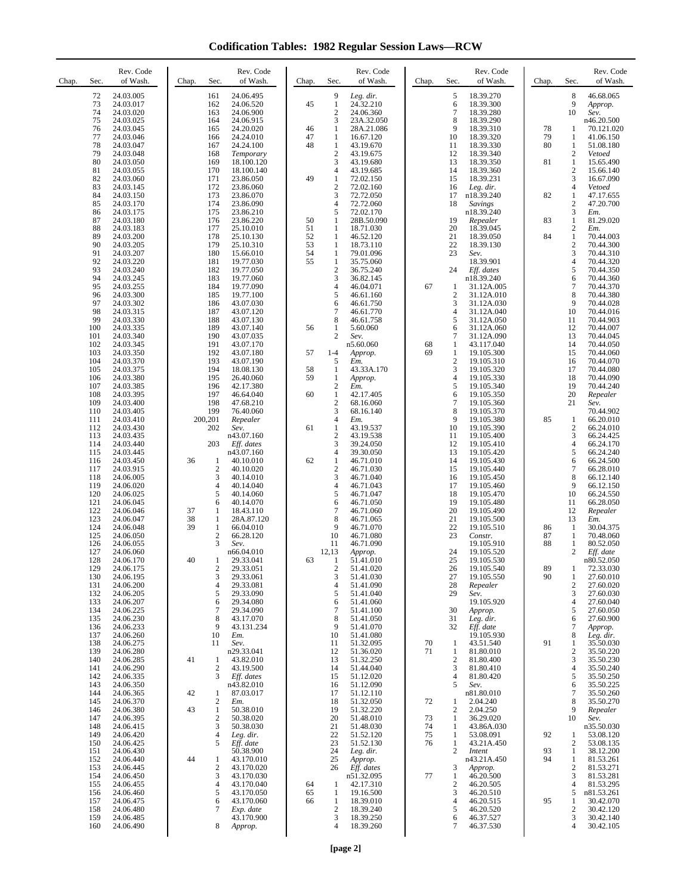# Codification Tables: 1982 Regular Session Laws—RCW

| Chap. | Sec. | Rev. Code of Wash. |
|---|---|---|
| | 72 | 24.03.005 |
| | 73 | 24.03.017 |
| | 74 | 24.03.020 |
| | 75 | 24.03.025 |
| | 76 | 24.03.045 |
| | 77 | 24.03.046 |
| | 78 | 24.03.047 |
| | 79 | 24.03.048 |
| | 80 | 24.03.050 |
| | 81 | 24.03.055 |
| | 82 | 24.03.060 |
| | 83 | 24.03.145 |
| | 84 | 24.03.150 |
| | 85 | 24.03.170 |
| | 86 | 24.03.175 |
| | 87 | 24.03.180 |
| | 88 | 24.03.183 |
| | 89 | 24.03.200 |
| | 90 | 24.03.205 |
| | 91 | 24.03.207 |
| | 92 | 24.03.220 |
| | 93 | 24.03.240 |
| | 94 | 24.03.245 |
| | 95 | 24.03.255 |
| | 96 | 24.03.300 |
| | 97 | 24.03.302 |
| | 98 | 24.03.315 |
| | 99 | 24.03.330 |
| | 100 | 24.03.335 |
| | 101 | 24.03.340 |
| | 102 | 24.03.345 |
| | 103 | 24.03.350 |
| | 104 | 24.03.370 |
| | 105 | 24.03.375 |
| | 106 | 24.03.380 |
| | 107 | 24.03.385 |
| | 108 | 24.03.395 |
| | 109 | 24.03.400 |
| | 110 | 24.03.405 |
| | 111 | 24.03.410 |
| | 112 | 24.03.430 |
| | 113 | 24.03.435 |
| | 114 | 24.03.440 |
| | 115 | 24.03.445 |
| | 116 | 24.03.450 |
| | 117 | 24.03.915 |
| | 118 | 24.06.005 |
| | 119 | 24.06.020 |
| | 120 | 24.06.025 |
| | 121 | 24.06.045 |
| | 122 | 24.06.046 |
| | 123 | 24.06.047 |
| | 124 | 24.06.048 |
| | 125 | 24.06.050 |
| | 126 | 24.06.055 |
| | 127 | 24.06.060 |
| | 128 | 24.06.170 |
| | 129 | 24.06.175 |
| | 130 | 24.06.195 |
| | 131 | 24.06.200 |
| | 132 | 24.06.205 |
| | 133 | 24.06.207 |
| | 134 | 24.06.225 |
| | 135 | 24.06.230 |
| | 136 | 24.06.233 |
| | 137 | 24.06.260 |
| | 138 | 24.06.275 |
| | 139 | 24.06.280 |
| | 140 | 24.06.285 |
| | 141 | 24.06.290 |
| | 142 | 24.06.335 |
| | 143 | 24.06.350 |
| | 144 | 24.06.365 |
| | 145 | 24.06.370 |
| | 146 | 24.06.380 |
| | 147 | 24.06.395 |
| | 148 | 24.06.415 |
| | 149 | 24.06.420 |
| | 150 | 24.06.425 |
| | 151 | 24.06.430 |
| | 152 | 24.06.440 |
| | 153 | 24.06.445 |
| | 154 | 24.06.450 |
| | 155 | 24.06.455 |
| | 156 | 24.06.460 |
| | 157 | 24.06.475 |
| | 158 | 24.06.480 |
| | 159 | 24.06.485 |
| | 160 | 24.06.490 |
| | 161 | 24.06.495 |
| | 162 | 24.06.520 |
| | 163 | 24.06.900 |
| | 164 | 24.06.915 |
| | 165 | 24.20.020 |
| | 166 | 24.24.010 |
| | 167 | 24.24.100 |
| | 168 | *Temporary* |
| | 169 | 18.100.120 |
| | 170 | 18.100.140 |
| | 171 | 23.86.050 |
| | 172 | 23.86.060 |
| | 173 | 23.86.070 |
| | 174 | 23.86.090 |
| | 175 | 23.86.210 |
| | 176 | 23.86.220 |
| | 177 | 25.10.010 |
| | 178 | 25.10.130 |
| | 179 | 25.10.310 |
| | 180 | 15.66.010 |
| | 181 | 19.77.030 |
| | 182 | 19.77.050 |
| | 183 | 19.77.060 |
| | 184 | 19.77.090 |
| | 185 | 19.77.100 |
| | 186 | 43.07.030 |
| | 187 | 43.07.120 |
| | 188 | 43.07.130 |
| | 189 | 43.07.140 |
| | 190 | 43.07.035 |
| | 191 | 43.07.170 |
| | 192 | 43.07.180 |
| | 193 | 43.07.190 |
| | 194 | 18.08.130 |
| | 195 | 26.40.060 |
| | 196 | 42.17.380 |
| | 197 | 46.64.040 |
| | 198 | 47.68.210 |
| | 199 | 76.40.060 |
| | 200,201 | *Repealer* |
| | 202 | *Sev.* n43.07.160 |
| | 203 | *Eff. dates* n43.07.160 |
| 36 | 1 | 40.10.010 |
| | 2 | 40.10.020 |
| | 3 | 40.14.010 |
| | 4 | 40.14.040 |
| | 5 | 40.14.060 |
| | 6 | 40.14.070 |
| 37 | 1 | 18.43.110 |
| 38 | 1 | 28A.87.120 |
| 39 | 1 | 66.04.010 |
| | 2 | 66.28.120 |
| | 3 | *Sev.* n66.04.010 |
| 40 | 1 | 29.33.041 |
| | 2 | 29.33.051 |
| | 3 | 29.33.061 |
| | 4 | 29.33.081 |
| | 5 | 29.33.090 |
| | 6 | 29.34.080 |
| | 7 | 29.34.090 |
| | 8 | 43.17.070 |
| | 9 | 43.131.234 |
| | 10 | *Em.* |
| | 11 | *Sev.* n29.33.041 |
| 41 | 1 | 43.82.010 |
| | 2 | 43.19.500 |
| | 3 | *Eff. dates* n43.82.010 |
| 42 | 1 | 87.03.017 |
| | 2 | *Em.* |
| 43 | 1 | 50.38.010 |
| | 2 | 50.38.020 |
| | 3 | 50.38.030 |
| | 4 | *Leg. dir.* |
| | 5 | *Eff. date* 50.38.900 |
| 44 | 1 | 43.170.010 |
| | 2 | 43.170.020 |
| | 3 | 43.170.030 |
| | 4 | 43.170.040 |
| | 5 | 43.170.050 |
| | 6 | 43.170.060 |
| | 7 | *Exp. date* 43.170.900 |
| | 8 | *Approp.* |
| | 9 | *Leg. dir.* |
| 45 | 1 | 24.32.210 |
| | 2 | 24.06.360 |
| | 3 | 23A.32.050 |
| 46 | 1 | 28A.21.086 |
| 47 | 1 | 16.67.120 |
| 48 | 1 | 43.19.670 |
| | 2 | 43.19.675 |
| | 3 | 43.19.680 |
| | 4 | 43.19.685 |
| 49 | 1 | 72.02.150 |
| | 2 | 72.02.160 |
| | 3 | 72.72.050 |
| | 4 | 72.72.060 |
| | 5 | 72.02.170 |
| 50 | 1 | 28B.50.090 |
| 51 | 1 | 18.71.030 |
| 52 | 1 | 46.52.120 |
| 53 | 1 | 18.73.110 |
| 54 | 1 | 79.01.096 |
| 55 | 1 | 35.75.060 |
| | 2 | 36.75.240 |
| | 3 | 36.82.145 |
| | 4 | 46.04.071 |
| | 5 | 46.61.160 |
| | 6 | 46.61.750 |
| | 7 | 46.61.770 |
| | 8 | 46.61.758 |
| 56 | 1 | 5.60.060 |
| | 2 | *Sev.* n5.60.060 |
| 57 | 1-4 | *Approp.* |
| | 5 | *Em.* |
| 58 | 1 | 43.33A.170 |
| 59 | 1 | *Approp.* |
| | 2 | *Em.* |
| 60 | 1 | 42.17.405 |
| | 2 | 68.16.060 |
| | 3 | 68.16.140 |
| | 4 | *Em.* |
| 61 | 1 | 43.19.537 |
| | 2 | 43.19.538 |
| | 3 | 39.24.050 |
| | 4 | 39.30.050 |
| 62 | 1 | 46.71.010 |
| | 2 | 46.71.030 |
| | 3 | 46.71.040 |
| | 4 | 46.71.043 |
| | 5 | 46.71.047 |
| | 6 | 46.71.050 |
| | 7 | 46.71.060 |
| | 8 | 46.71.065 |
| | 9 | 46.71.070 |
| | 10 | 46.71.080 |
| | 11 | 46.71.090 |
| | 12,13 | *Approp.* |
| 63 | 1 | 51.41.010 |
| | 2 | 51.41.020 |
| | 3 | 51.41.030 |
| | 4 | 51.41.090 |
| | 5 | 51.41.040 |
| | 6 | 51.41.060 |
| | 7 | 51.41.100 |
| | 8 | 51.41.050 |
| | 9 | 51.41.070 |
| | 10 | 51.41.080 |
| | 11 | 51.32.095 |
| | 12 | 51.36.020 |
| | 13 | 51.32.250 |
| | 14 | 51.44.040 |
| | 15 | 51.12.020 |
| | 16 | 51.12.090 |
| | 17 | 51.12.110 |
| | 18 | 51.32.050 |
| | 19 | 51.32.220 |
| | 20 | 51.48.010 |
| | 21 | 51.48.030 |
| | 22 | 51.52.120 |
| | 23 | 51.52.130 |
| | 24 | *Leg. dir.* |
| | 25 | *Approp.* |
| | 26 | *Eff. dates* n51.32.095 |
| 64 | 1 | 42.17.310 |
| 65 | 1 | 19.16.500 |
| 66 | 1 | 18.39.010 |
| | 2 | 18.39.240 |
| | 3 | 18.39.250 |
| | 4 | 18.39.260 |
| | 5 | 18.39.270 |
| | 6 | 18.39.300 |
| | 7 | 18.39.280 |
| | 8 | 18.39.290 |
| | 9 | 18.39.310 |
| | 10 | 18.39.320 |
| | 11 | 18.39.330 |
| | 12 | 18.39.340 |
| | 13 | 18.39.350 |
| | 14 | 18.39.360 |
| | 15 | 18.39.231 |
| | 16 | *Leg. dir.* |
| | 17 | n18.39.240 |
| | 18 | *Savings* n18.39.240 |
| | 19 | *Repealer* |
| | 20 | 18.39.045 |
| | 21 | 18.39.050 |
| | 22 | 18.39.130 |
| | 23 | *Sev.* 18.39.901 |
| | 24 | *Eff. dates* n18.39.240 |
| 67 | 1 | 31.12A.005 |
| | 2 | 31.12A.010 |
| | 3 | 31.12A.030 |
| | 4 | 31.12A.040 |
| | 5 | 31.12A.050 |
| | 6 | 31.12A.060 |
| | 7 | 31.12A.090 |
| 68 | 1 | 43.117.040 |
| 69 | 1 | 19.105.300 |
| | 2 | 19.105.310 |
| | 3 | 19.105.320 |
| | 4 | 19.105.330 |
| | 5 | 19.105.340 |
| | 6 | 19.105.350 |
| | 7 | 19.105.360 |
| | 8 | 19.105.370 |
| | 9 | 19.105.380 |
| | 10 | 19.105.390 |
| | 11 | 19.105.400 |
| | 12 | 19.105.410 |
| | 13 | 19.105.420 |
| | 14 | 19.105.430 |
| | 15 | 19.105.440 |
| | 16 | 19.105.450 |
| | 17 | 19.105.460 |
| | 18 | 19.105.470 |
| | 19 | 19.105.480 |
| | 20 | 19.105.490 |
| | 21 | 19.105.500 |
| | 22 | 19.105.510 |
| | 23 | *Constr.* 19.105.910 |
| | 24 | 19.105.520 |
| | 25 | 19.105.530 |
| | 26 | 19.105.540 |
| | 27 | 19.105.550 |
| | 28 | *Repealer* |
| | 29 | *Sev.* 19.105.920 |
| | 30 | *Approp.* |
| | 31 | *Leg. dir.* |
| | 32 | *Eff. date* 19.105.930 |
| 70 | 1 | 43.51.540 |
| 71 | 1 | 81.80.010 |
| | 2 | 81.80.400 |
| | 3 | 81.80.410 |
| | 4 | 81.80.420 |
| | 5 | *Sev.* n81.80.010 |
| 72 | 1 | 2.04.240 |
| | 2 | 2.04.250 |
| 73 | 1 | 36.29.020 |
| 74 | 1 | 43.86A.030 |
| 75 | 1 | 53.08.091 |
| 76 | 1 | 43.21A.450 |
| | 2 | *Intent* n43.21A.450 |
| | 3 | *Approp.* |
| 77 | 1 | 46.20.500 |
| | 2 | 46.20.505 |
| | 3 | 46.20.510 |
| | 4 | 46.20.515 |
| | 5 | 46.20.520 |
| | 6 | 46.37.527 |
| | 7 | 46.37.530 |
| | 8 | 46.68.065 |
| | 9 | *Approp.* |
| | 10 | *Sev.* n46.20.500 |
| 78 | 1 | 70.121.020 |
| 79 | 1 | 41.06.150 |
| 80 | 1 | 51.08.180 |
| | 2 | *Vetoed* |
| 81 | 1 | 15.65.490 |
| | 2 | 15.66.140 |
| | 3 | 16.67.090 |
| | 4 | *Vetoed* |
| 82 | 1 | 47.17.655 |
| | 2 | 47.20.700 |
| | 3 | *Em.* |
| 83 | 1 | 81.29.020 |
| | 2 | *Em.* |
| 84 | 1 | 70.44.003 |
| | 2 | 70.44.300 |
| | 3 | 70.44.310 |
| | 4 | 70.44.320 |
| | 5 | 70.44.350 |
| | 6 | 70.44.360 |
| | 7 | 70.44.370 |
| | 8 | 70.44.380 |
| | 9 | 70.44.028 |
| | 10 | 70.44.016 |
| | 11 | 70.44.903 |
| | 12 | 70.44.007 |
| | 13 | 70.44.045 |
| | 14 | 70.44.050 |
| | 15 | 70.44.060 |
| | 16 | 70.44.070 |
| | 17 | 70.44.080 |
| | 18 | 70.44.090 |
| | 19 | 70.44.240 |
| | 20 | *Repealer* |
| | 21 | *Sev.* 70.44.902 |
| 85 | 1 | 66.20.010 |
| | 2 | 66.24.010 |
| | 3 | 66.24.425 |
| | 4 | 66.24.170 |
| | 5 | 66.24.240 |
| | 6 | 66.24.500 |
| | 7 | 66.28.010 |
| | 8 | 66.12.140 |
| | 9 | 66.12.150 |
| | 10 | 66.24.550 |
| | 11 | 66.28.050 |
| | 12 | *Repealer* |
| | 13 | *Em.* |
| 86 | 1 | 30.04.375 |
| 87 | 1 | 70.48.060 |
| 88 | 1 | 80.52.050 |
| | 2 | *Eff. date* n80.52.050 |
| 89 | 1 | 72.33.030 |
| 90 | 1 | 27.60.010 |
| | 2 | 27.60.020 |
| | 3 | 27.60.030 |
| | 4 | 27.60.040 |
| | 5 | 27.60.050 |
| | 6 | 27.60.900 |
| | 7 | *Approp.* |
| | 8 | *Leg. dir.* |
| 91 | 1 | 35.50.030 |
| | 2 | 35.50.220 |
| | 3 | 35.50.230 |
| | 4 | 35.50.240 |
| | 5 | 35.50.250 |
| | 6 | 35.50.225 |
| | 7 | 35.50.260 |
| | 8 | 35.50.270 |
| | 9 | *Repealer* |
| | 10 | *Sev.* n35.50.030 |
| 92 | 1 | 53.08.120 |
| | 2 | 53.08.135 |
| 93 | 1 | 38.12.200 |
| 94 | 1 | 81.53.261 |
| | 2 | 81.53.271 |
| | 3 | 81.53.281 |
| | 4 | 81.53.295 |
| | 5 | n81.53.261 |
| 95 | 1 | 30.42.070 |
| | 2 | 30.42.120 |
| | 3 | 30.42.140 |
| | 4 | 30.42.105 |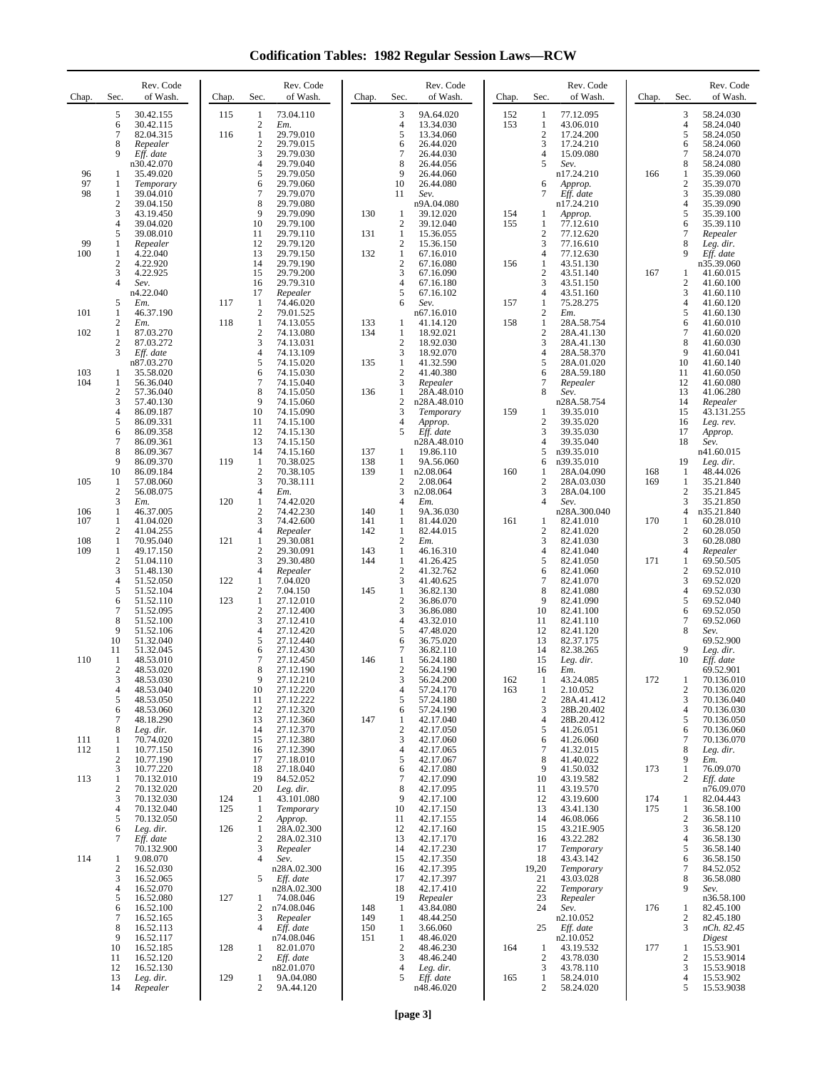# Codification Tables: 1982 Regular Session Laws—RCW

| Chap. | Sec. | Rev. Code of Wash. |
|---|---|---|
| | 5 | 30.42.155 |
| | 6 | 30.42.115 |
| | 7 | 82.04.315 |
| | 8 | *Repealer* |
| | 9 | *Eff. date* n30.42.070 |
| 96 | 1 | 35.49.020 |
| 97 | 1 | *Temporary* |
| 98 | 1 | 39.04.010 |
| | 2 | 39.04.150 |
| | 3 | 43.19.450 |
| | 4 | 39.04.020 |
| | 5 | 39.08.010 |
| 99 | 1 | *Repealer* |
| 100 | 1 | 4.22.040 |
| | 2 | 4.22.920 |
| | 3 | 4.22.925 |
| | 4 | *Sev.* n4.22.040 |
| | 5 | *Em.* |
| 101 | 1 | 46.37.190 |
| | 2 | *Em.* |
| 102 | 1 | 87.03.270 |
| | 2 | 87.03.272 |
| | 3 | *Eff. date* n87.03.270 |
| 103 | 1 | 35.58.020 |
| 104 | 1 | 56.36.040 |
| | 2 | 57.36.040 |
| | 3 | 57.40.130 |
| | 4 | 86.09.187 |
| | 5 | 86.09.331 |
| | 6 | 86.09.358 |
| | 7 | 86.09.361 |
| | 8 | 86.09.367 |
| | 9 | 86.09.370 |
| | 10 | 86.09.184 |
| 105 | 1 | 57.08.060 |
| | 2 | 56.08.075 |
| | 3 | *Em.* |
| 106 | 1 | 46.37.005 |
| 107 | 1 | 41.04.020 |
| | 2 | 41.04.255 |
| 108 | 1 | 70.95.040 |
| 109 | 1 | 49.17.150 |
| | 2 | 51.04.110 |
| | 3 | 51.48.130 |
| | 4 | 51.52.050 |
| | 5 | 51.52.104 |
| | 6 | 51.52.110 |
| | 7 | 51.52.095 |
| | 8 | 51.52.100 |
| | 9 | 51.52.106 |
| | 10 | 51.32.040 |
| | 11 | 51.32.045 |
| 110 | 1 | 48.53.010 |
| | 2 | 48.53.020 |
| | 3 | 48.53.030 |
| | 4 | 48.53.040 |
| | 5 | 48.53.050 |
| | 6 | 48.53.060 |
| | 7 | 48.18.290 |
| | 8 | *Leg. dir.* |
| 111 | 1 | 70.74.020 |
| 112 | 1 | 10.77.150 |
| | 2 | 10.77.190 |
| | 3 | 10.77.220 |
| 113 | 1 | 70.132.010 |
| | 2 | 70.132.020 |
| | 3 | 70.132.030 |
| | 4 | 70.132.040 |
| | 5 | 70.132.050 |
| | 6 | *Leg. dir.* |
| | 7 | *Eff. date* 70.132.900 |
| 114 | 1 | 9.08.070 |
| | 2 | 16.52.030 |
| | 3 | 16.52.065 |
| | 4 | 16.52.070 |
| | 5 | 16.52.080 |
| | 6 | 16.52.100 |
| | 7 | 16.52.165 |
| | 8 | 16.52.113 |
| | 9 | 16.52.117 |
| | 10 | 16.52.185 |
| | 11 | 16.52.120 |
| | 12 | 16.52.130 |
| | 13 | *Leg. dir.* |
| | 14 | *Repealer* |
| 115 | 1 | 73.04.110 |
| | 2 | *Em.* |
| 116 | 1 | 29.79.010 |
| | 2 | 29.79.015 |
| | 3 | 29.79.030 |
| | 4 | 29.79.040 |
| | 5 | 29.79.050 |
| | 6 | 29.79.060 |
| | 7 | 29.79.070 |
| | 8 | 29.79.080 |
| | 9 | 29.79.090 |
| | 10 | 29.79.100 |
| | 11 | 29.79.110 |
| | 12 | 29.79.120 |
| | 13 | 29.79.150 |
| | 14 | 29.79.190 |
| | 15 | 29.79.200 |
| | 16 | 29.79.310 |
| | 17 | *Repealer* |
| 117 | 1 | 74.46.020 |
| | 2 | 79.01.525 |
| 118 | 1 | 74.13.055 |
| | 2 | 74.13.080 |
| | 3 | 74.13.031 |
| | 4 | 74.13.109 |
| | 5 | 74.15.020 |
| | 6 | 74.15.030 |
| | 7 | 74.15.040 |
| | 8 | 74.15.050 |
| | 9 | 74.15.060 |
| | 10 | 74.15.090 |
| | 11 | 74.15.100 |
| | 12 | 74.15.130 |
| | 13 | 74.15.150 |
| | 14 | 74.15.160 |
| 119 | 1 | 70.38.025 |
| | 2 | 70.38.105 |
| | 3 | 70.38.111 |
| | 4 | *Em.* |
| 120 | 1 | 74.42.020 |
| | 2 | 74.42.230 |
| | 3 | 74.42.600 |
| | 4 | *Repealer* |
| 121 | 1 | 29.30.081 |
| | 2 | 29.30.091 |
| | 3 | 29.30.480 |
| | 4 | *Repealer* |
| 122 | 1 | 7.04.020 |
| | 2 | 7.04.150 |
| 123 | 1 | 27.12.010 |
| | 2 | 27.12.400 |
| | 3 | 27.12.410 |
| | 4 | 27.12.420 |
| | 5 | 27.12.440 |
| | 6 | 27.12.430 |
| | 7 | 27.12.450 |
| | 8 | 27.12.190 |
| | 9 | 27.12.210 |
| | 10 | 27.12.220 |
| | 11 | 27.12.222 |
| | 12 | 27.12.320 |
| | 13 | 27.12.360 |
| | 14 | 27.12.370 |
| | 15 | 27.12.380 |
| | 16 | 27.12.390 |
| | 17 | 27.18.010 |
| | 18 | 27.18.040 |
| | 19 | 84.52.052 |
| | 20 | *Leg. dir.* |
| 124 | 1 | 43.101.080 |
| 125 | 1 | *Temporary* |
| | 2 | *Approp.* |
| 126 | 1 | 28A.02.300 |
| | 2 | 28A.02.310 |
| | 3 | *Repealer* |
| | 4 | *Sev.* n28A.02.300 |
| | 5 | *Eff. date* n28A.02.300 |
| 127 | 1 | 74.08.046 |
| | 2 | n74.08.046 |
| | 3 | *Repealer* |
| | 4 | *Eff. date* n74.08.046 |
| 128 | 1 | 82.01.070 |
| | 2 | *Eff. date* n82.01.070 |
| 129 | 1 | 9A.04.080 |
| | 2 | 9A.44.120 |
| | 3 | 9A.64.020 |
| | 4 | 13.34.030 |
| | 5 | 13.34.060 |
| | 6 | 26.44.020 |
| | 7 | 26.44.030 |
| | 8 | 26.44.056 |
| | 9 | 26.44.060 |
| | 10 | 26.44.080 |
| | 11 | *Sev.* n9A.04.080 |
| 130 | 1 | 39.12.020 |
| | 2 | 39.12.040 |
| 131 | 1 | 15.36.055 |
| | 2 | 15.36.150 |
| 132 | 1 | 67.16.010 |
| | 2 | 67.16.080 |
| | 3 | 67.16.090 |
| | 4 | 67.16.180 |
| | 5 | 67.16.102 |
| | 6 | *Sev.* n67.16.010 |
| 133 | 1 | 41.14.120 |
| 134 | 1 | 18.92.021 |
| | 2 | 18.92.030 |
| | 3 | 18.92.070 |
| 135 | 1 | 41.32.590 |
| | 2 | 41.40.380 |
| | 3 | *Repealer* |
| 136 | 1 | 28A.48.010 |
| | 2 | n28A.48.010 |
| | 3 | *Temporary* |
| | 4 | *Approp.* |
| | 5 | *Eff. date* n28A.48.010 |
| 137 | 1 | 19.86.110 |
| 138 | 1 | 9A.56.060 |
| 139 | 1 | n2.08.064 |
| | 2 | 2.08.064 |
| | 3 | n2.08.064 |
| | 4 | *Em.* |
| 140 | 1 | 9A.36.030 |
| 141 | 1 | 81.44.020 |
| 142 | 1 | 82.44.015 |
| | 2 | *Em.* |
| 143 | 1 | 46.16.310 |
| 144 | 1 | 41.26.425 |
| | 2 | 41.32.762 |
| | 3 | 41.40.625 |
| 145 | 1 | 36.82.130 |
| | 2 | 36.86.070 |
| | 3 | 36.86.080 |
| | 4 | 43.32.010 |
| | 5 | 47.48.020 |
| | 6 | 36.75.020 |
| | 7 | 36.82.110 |
| 146 | 1 | 56.24.180 |
| | 2 | 56.24.190 |
| | 3 | 56.24.200 |
| | 4 | 57.24.170 |
| | 5 | 57.24.180 |
| | 6 | 57.24.190 |
| 147 | 1 | 42.17.040 |
| | 2 | 42.17.050 |
| | 3 | 42.17.060 |
| | 4 | 42.17.065 |
| | 5 | 42.17.067 |
| | 6 | 42.17.080 |
| | 7 | 42.17.090 |
| | 8 | 42.17.095 |
| | 9 | 42.17.100 |
| | 10 | 42.17.150 |
| | 11 | 42.17.155 |
| | 12 | 42.17.160 |
| | 13 | 42.17.170 |
| | 14 | 42.17.230 |
| | 15 | 42.17.350 |
| | 16 | 42.17.395 |
| | 17 | 42.17.397 |
| | 18 | 42.17.410 |
| | 19 | *Repealer* |
| 148 | 1 | 43.84.080 |
| 149 | 1 | 48.44.250 |
| 150 | 1 | 3.66.060 |
| 151 | 1 | 48.46.020 |
| | 2 | 48.46.230 |
| | 3 | 48.46.240 |
| | 4 | *Leg. dir.* |
| | 5 | *Eff. date* n48.46.020 |
| 152 | 1 | 77.12.095 |
| 153 | 1 | 43.06.010 |
| | 2 | 17.24.200 |
| | 3 | 17.24.210 |
| | 4 | 15.09.080 |
| | 5 | *Sev.* n17.24.210 |
| | 6 | *Approp.* |
| | 7 | *Eff. date* n17.24.210 |
| 154 | 1 | *Approp.* |
| 155 | 1 | 77.12.610 |
| | 2 | 77.12.620 |
| | 3 | 77.16.610 |
| | 4 | 77.12.630 |
| 156 | 1 | 43.51.130 |
| | 2 | 43.51.140 |
| | 3 | 43.51.150 |
| | 4 | 43.51.160 |
| 157 | 1 | 75.28.275 |
| | 2 | *Em.* |
| 158 | 1 | 28A.58.754 |
| | 2 | 28A.41.130 |
| | 3 | 28A.41.130 |
| | 4 | 28A.58.370 |
| | 5 | 28A.01.020 |
| | 6 | 28A.59.180 |
| | 7 | *Repealer* |
| | 8 | *Sev.* n28A.58.754 |
| 159 | 1 | 39.35.010 |
| | 2 | 39.35.020 |
| | 3 | 39.35.030 |
| | 4 | 39.35.040 |
| | 5 | n39.35.010 |
| | 6 | n39.35.010 |
| 160 | 1 | 28A.04.090 |
| | 2 | 28A.03.030 |
| | 3 | 28A.04.100 |
| | 4 | *Sev.* n28A.300.040 |
| 161 | 1 | 82.41.010 |
| | 2 | 82.41.020 |
| | 3 | 82.41.030 |
| | 4 | 82.41.040 |
| | 5 | 82.41.050 |
| | 6 | 82.41.060 |
| | 7 | 82.41.070 |
| | 8 | 82.41.080 |
| | 9 | 82.41.090 |
| | 10 | 82.41.100 |
| | 11 | 82.41.110 |
| | 12 | 82.41.120 |
| | 13 | 82.37.175 |
| | 14 | 82.38.265 |
| | 15 | *Leg. dir.* |
| | 16 | *Em.* |
| 162 | 1 | 43.24.085 |
| 163 | 1 | 2.10.052 |
| | 2 | 28A.41.412 |
| | 3 | 28B.20.402 |
| | 4 | 28B.20.412 |
| | 5 | 41.26.051 |
| | 6 | 41.26.060 |
| | 7 | 41.32.015 |
| | 8 | 41.40.022 |
| | 9 | 41.50.032 |
| | 10 | 43.19.582 |
| | 11 | 43.19.570 |
| | 12 | 43.19.600 |
| | 13 | 43.41.130 |
| | 14 | 46.08.066 |
| | 15 | 43.21E.905 |
| | 16 | 43.22.282 |
| | 17 | *Temporary* |
| | 18 | 43.43.142 |
| | 19,20 | *Temporary* |
| | 21 | 43.03.028 |
| | 22 | *Temporary* |
| | 23 | *Repealer* |
| | 24 | *Sev.* n2.10.052 |
| | 25 | *Eff. date* n2.10.052 |
| 164 | 1 | 43.19.532 |
| | 2 | 43.78.030 |
| | 3 | 43.78.110 |
| 165 | 1 | 58.24.010 |
| | 2 | 58.24.020 |
| | 3 | 58.24.030 |
| | 4 | 58.24.040 |
| | 5 | 58.24.050 |
| | 6 | 58.24.060 |
| | 7 | 58.24.070 |
| | 8 | 58.24.080 |
| 166 | 1 | 35.39.060 |
| | 2 | 35.39.070 |
| | 3 | 35.39.080 |
| | 4 | 35.39.090 |
| | 5 | 35.39.100 |
| | 6 | 35.39.110 |
| | 7 | *Repealer* |
| | 8 | *Leg. dir.* |
| | 9 | *Eff. date* n35.39.060 |
| 167 | 1 | 41.60.015 |
| | 2 | 41.60.100 |
| | 3 | 41.60.110 |
| | 4 | 41.60.120 |
| | 5 | 41.60.130 |
| | 6 | 41.60.010 |
| | 7 | 41.60.020 |
| | 8 | 41.60.030 |
| | 9 | 41.60.041 |
| | 10 | 41.60.140 |
| | 11 | 41.60.050 |
| | 12 | 41.60.080 |
| | 13 | 41.06.280 |
| | 14 | *Repealer* |
| | 15 | 43.131.255 |
| | 16 | *Leg. rev.* |
| | 17 | *Approp.* |
| | 18 | *Sev.* n41.60.015 |
| | 19 | *Leg. dir.* |
| 168 | 1 | 48.44.026 |
| 169 | 1 | 35.21.840 |
| | 2 | 35.21.845 |
| | 3 | 35.21.850 |
| | 4 | n35.21.840 |
| 170 | 1 | 60.28.010 |
| | 2 | 60.28.050 |
| | 3 | 60.28.080 |
| | 4 | *Repealer* |
| 171 | 1 | 69.50.505 |
| | 2 | 69.52.010 |
| | 3 | 69.52.020 |
| | 4 | 69.52.030 |
| | 5 | 69.52.040 |
| | 6 | 69.52.050 |
| | 7 | 69.52.060 |
| | 8 | *Sev.* 69.52.900 |
| | 9 | *Leg. dir.* |
| | 10 | *Eff. date* 69.52.901 |
| 172 | 1 | 70.136.010 |
| | 2 | 70.136.020 |
| | 3 | 70.136.040 |
| | 4 | 70.136.030 |
| | 5 | 70.136.050 |
| | 6 | 70.136.060 |
| | 7 | 70.136.070 |
| | 8 | *Leg. dir.* |
| | 9 | *Em.* |
| 173 | 1 | 76.09.070 |
| | 2 | *Eff. date* n76.09.070 |
| 174 | 1 | 82.04.443 |
| 175 | 1 | 36.58.100 |
| | 2 | 36.58.110 |
| | 3 | 36.58.120 |
| | 4 | 36.58.130 |
| | 5 | 36.58.140 |
| | 6 | 36.58.150 |
| | 7 | 84.52.052 |
| | 8 | 36.58.080 |
| | 9 | *Sev.* n36.58.100 |
| 176 | 1 | 82.45.100 |
| | 2 | 82.45.180 |
| | 3 | *nCh. 82.45 Digest* |
| 177 | 1 | 15.53.901 |
| | 2 | 15.53.9014 |
| | 3 | 15.53.9018 |
| | 4 | 15.53.902 |
| | 5 | 15.53.9038 |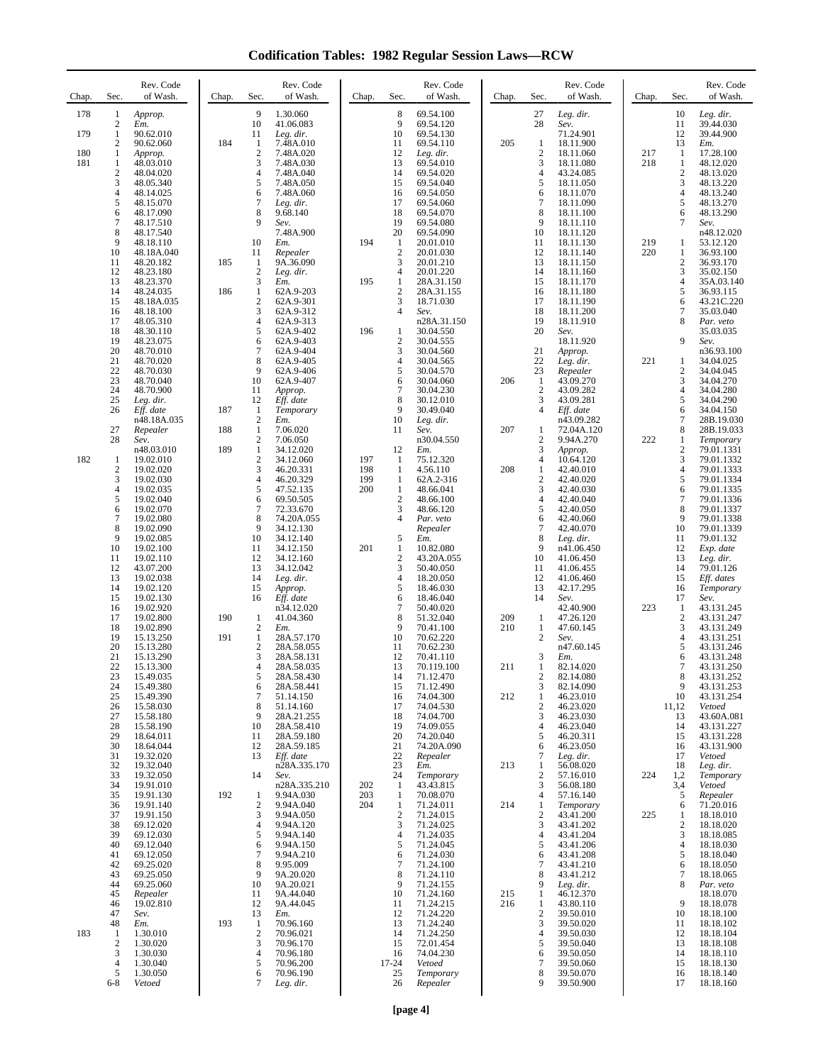# Codification Tables: 1982 Regular Session Laws—RCW

| Chap. | Sec. | Rev. Code of Wash. |
|---|---|---|
| 178 | 1 | *Approp.* |
| | 2 | *Em.* |
| 179 | 1 | 90.62.010 |
| | 2 | 90.62.060 |
| 180 | 1 | *Approp.* |
| 181 | 1 | 48.03.010 |
| | 2 | 48.04.020 |
| | 3 | 48.05.340 |
| | 4 | 48.14.025 |
| | 5 | 48.15.070 |
| | 6 | 48.17.090 |
| | 7 | 48.17.510 |
| | 8 | 48.17.540 |
| | 9 | 48.18.110 |
| | 10 | 48.18A.040 |
| | 11 | 48.20.182 |
| | 12 | 48.23.180 |
| | 13 | 48.23.370 |
| | 14 | 48.24.035 |
| | 15 | 48.18A.035 |
| | 16 | 48.18.100 |
| | 17 | 48.05.310 |
| | 18 | 48.30.110 |
| | 19 | 48.23.075 |
| | 20 | 48.70.010 |
| | 21 | 48.70.020 |
| | 22 | 48.70.030 |
| | 23 | 48.70.040 |
| | 24 | 48.70.900 |
| | 25 | *Leg. dir.* |
| | 26 | *Eff. date* n48.18A.035 |
| | 27 | *Repealer* |
| | 28 | *Sev.* n48.03.010 |
| 182 | 1 | 19.02.010 |
| | 2 | 19.02.020 |
| | 3 | 19.02.030 |
| | 4 | 19.02.035 |
| | 5 | 19.02.040 |
| | 6 | 19.02.070 |
| | 7 | 19.02.080 |
| | 8 | 19.02.090 |
| | 9 | 19.02.085 |
| | 10 | 19.02.100 |
| | 11 | 19.02.110 |
| | 12 | 43.07.200 |
| | 13 | 19.02.038 |
| | 14 | 19.02.120 |
| | 15 | 19.02.130 |
| | 16 | 19.02.920 |
| | 17 | 19.02.800 |
| | 18 | 19.02.890 |
| | 19 | 15.13.250 |
| | 20 | 15.13.280 |
| | 21 | 15.13.290 |
| | 22 | 15.13.300 |
| | 23 | 15.49.035 |
| | 24 | 15.49.380 |
| | 25 | 15.49.390 |
| | 26 | 15.58.030 |
| | 27 | 15.58.180 |
| | 28 | 15.58.190 |
| | 29 | 18.64.011 |
| | 30 | 18.64.044 |
| | 31 | 19.32.020 |
| | 32 | 19.32.040 |
| | 33 | 19.32.050 |
| | 34 | 19.91.010 |
| | 35 | 19.91.130 |
| | 36 | 19.91.140 |
| | 37 | 19.91.150 |
| | 38 | 69.12.020 |
| | 39 | 69.12.030 |
| | 40 | 69.12.040 |
| | 41 | 69.12.050 |
| | 42 | 69.25.020 |
| | 43 | 69.25.050 |
| | 44 | 69.25.060 |
| | 45 | *Repealer* |
| | 46 | 19.02.810 |
| | 47 | *Sev.* |
| | 48 | *Em.* |
| 183 | 1 | 1.30.010 |
| | 2 | 1.30.020 |
| | 3 | 1.30.030 |
| | 4 | 1.30.040 |
| | 5 | 1.30.050 |
| | 6-8 | *Vetoed* |
| | 9 | 1.30.060 |
| | 10 | 41.06.083 |
| | 11 | *Leg. dir.* |
| 184 | 1 | 7.48A.010 |
| | 2 | 7.48A.020 |
| | 3 | 7.48A.030 |
| | 4 | 7.48A.040 |
| | 5 | 7.48A.050 |
| | 6 | 7.48A.060 |
| | 7 | *Leg. dir.* |
| | 8 | 9.68.140 |
| | 9 | *Sev.* 7.48A.900 |
| | 10 | *Em.* |
| | 11 | *Repealer* |
| 185 | 1 | 9A.36.090 |
| | 2 | *Leg. dir.* |
| | 3 | *Em.* |
| 186 | 1 | 62A.9-203 |
| | 2 | 62A.9-301 |
| | 3 | 62A.9-312 |
| | 4 | 62A.9-313 |
| | 5 | 62A.9-402 |
| | 6 | 62A.9-403 |
| | 7 | 62A.9-404 |
| | 8 | 62A.9-405 |
| | 9 | 62A.9-406 |
| | 10 | 62A.9-407 |
| | 11 | *Approp.* |
| | 12 | *Eff. date* |
| 187 | 1 | *Temporary* |
| | 2 | *Em.* |
| 188 | 1 | 7.06.020 |
| | 2 | 7.06.050 |
| 189 | 1 | 34.12.020 |
| | 2 | 34.12.060 |
| | 3 | 46.20.331 |
| | 4 | 46.20.329 |
| | 5 | 47.52.135 |
| | 6 | 69.50.505 |
| | 7 | 72.33.670 |
| | 8 | 74.20A.055 |
| | 9 | 34.12.130 |
| | 10 | 34.12.140 |
| | 11 | 34.12.150 |
| | 12 | 34.12.160 |
| | 13 | 34.12.042 |
| | 14 | *Leg. dir.* |
| | 15 | *Approp.* |
| | 16 | *Eff. date* n34.12.020 |
| 190 | 1 | 41.04.360 |
| | 2 | *Em.* |
| 191 | 1 | 28A.57.170 |
| | 2 | 28A.58.055 |
| | 3 | 28A.58.131 |
| | 4 | 28A.58.035 |
| | 5 | 28A.58.430 |
| | 6 | 28A.58.441 |
| | 7 | 51.14.150 |
| | 8 | 51.14.160 |
| | 9 | 28A.21.255 |
| | 10 | 28A.58.410 |
| | 11 | 28A.59.180 |
| | 12 | 28A.59.185 |
| | 13 | *Eff. date* n28A.335.170 |
| | 14 | *Sev.* n28A.335.210 |
| 192 | 1 | 9.94A.030 |
| | 2 | 9.94A.040 |
| | 3 | 9.94A.050 |
| | 4 | 9.94A.120 |
| | 5 | 9.94A.140 |
| | 6 | 9.94A.150 |
| | 7 | 9.94A.210 |
| | 8 | 9.95.009 |
| | 9 | 9A.20.020 |
| | 10 | 9A.20.021 |
| | 11 | 9A.44.040 |
| | 12 | 9A.44.045 |
| | 13 | *Em.* |
| 193 | 1 | 70.96.160 |
| | 2 | 70.96.021 |
| | 3 | 70.96.170 |
| | 4 | 70.96.180 |
| | 5 | 70.96.200 |
| | 6 | 70.96.190 |
| | 7 | *Leg. dir.* |
| | 8 | 69.54.100 |
| | 9 | 69.54.120 |
| | 10 | 69.54.130 |
| | 11 | 69.54.110 |
| | 12 | *Leg. dir.* |
| | 13 | 69.54.010 |
| | 14 | 69.54.020 |
| | 15 | 69.54.040 |
| | 16 | 69.54.050 |
| | 17 | 69.54.060 |
| | 18 | 69.54.070 |
| | 19 | 69.54.080 |
| | 20 | 69.54.090 |
| 194 | 1 | 20.01.010 |
| | 2 | 20.01.030 |
| | 3 | 20.01.210 |
| | 4 | 20.01.220 |
| 195 | 1 | 28A.31.150 |
| | 2 | 28A.31.155 |
| | 3 | 18.71.030 |
| | 4 | *Sev.* n28A.31.150 |
| 196 | 1 | 30.04.550 |
| | 2 | 30.04.555 |
| | 3 | 30.04.560 |
| | 4 | 30.04.565 |
| | 5 | 30.04.570 |
| | 6 | 30.04.060 |
| | 7 | 30.04.230 |
| | 8 | 30.12.010 |
| | 9 | 30.49.040 |
| | 10 | *Leg. dir.* |
| | 11 | *Sev.* n30.04.550 |
| | 12 | *Em.* |
| 197 | 1 | 75.12.320 |
| 198 | 1 | 4.56.110 |
| 199 | 1 | 62A.2-316 |
| 200 | 1 | 48.66.041 |
| | 2 | 48.66.100 |
| | 3 | 48.66.120 |
| | 4 | *Par. veto* *Repealer* |
| | 5 | *Em.* |
| 201 | 1 | 10.82.080 |
| | 2 | 43.20A.055 |
| | 3 | 50.40.050 |
| | 4 | 18.20.050 |
| | 5 | 18.46.030 |
| | 6 | 18.46.040 |
| | 7 | 50.40.020 |
| | 8 | 51.32.040 |
| | 9 | 70.41.100 |
| | 10 | 70.62.220 |
| | 11 | 70.62.230 |
| | 12 | 70.41.110 |
| | 13 | 70.119.100 |
| | 14 | 71.12.470 |
| | 15 | 71.12.490 |
| | 16 | 74.04.300 |
| | 17 | 74.04.530 |
| | 18 | 74.04.700 |
| | 19 | 74.09.055 |
| | 20 | 74.20.040 |
| | 21 | 74.20A.090 |
| | 22 | *Repealer* |
| | 23 | *Em.* |
| | 24 | *Temporary* |
| 202 | 1 | 43.43.815 |
| 203 | 1 | 70.08.070 |
| 204 | 1 | 71.24.011 |
| | 2 | 71.24.015 |
| | 3 | 71.24.025 |
| | 4 | 71.24.035 |
| | 5 | 71.24.045 |
| | 6 | 71.24.030 |
| | 7 | 71.24.100 |
| | 8 | 71.24.110 |
| | 9 | 71.24.155 |
| | 10 | 71.24.160 |
| | 11 | 71.24.215 |
| | 12 | 71.24.220 |
| | 13 | 71.24.240 |
| | 14 | 71.24.250 |
| | 15 | 72.01.454 |
| | 16 | 74.04.230 |
| | 17-24 | *Vetoed* |
| | 25 | *Temporary* |
| | 26 | *Repealer* |
| | 27 | *Leg. dir.* |
| | 28 | *Sev.* 71.24.901 |
| 205 | 1 | 18.11.900 |
| | 2 | 18.11.060 |
| | 3 | 18.11.080 |
| | 4 | 43.24.085 |
| | 5 | 18.11.050 |
| | 6 | 18.11.070 |
| | 7 | 18.11.090 |
| | 8 | 18.11.100 |
| | 9 | 18.11.110 |
| | 10 | 18.11.120 |
| | 11 | 18.11.130 |
| | 12 | 18.11.140 |
| | 13 | 18.11.150 |
| | 14 | 18.11.160 |
| | 15 | 18.11.170 |
| | 16 | 18.11.180 |
| | 17 | 18.11.190 |
| | 18 | 18.11.200 |
| | 19 | 18.11.910 |
| | 20 | *Sev.* 18.11.920 |
| | 21 | *Approp.* |
| | 22 | *Leg. dir.* |
| | 23 | *Repealer* |
| 206 | 1 | 43.09.270 |
| | 2 | 43.09.282 |
| | 3 | 43.09.281 |
| | 4 | *Eff. date* n43.09.282 |
| 207 | 1 | 72.04A.120 |
| | 2 | 9.94A.270 |
| | 3 | *Approp.* |
| | 4 | 10.64.120 |
| 208 | 1 | 42.40.010 |
| | 2 | 42.40.020 |
| | 3 | 42.40.030 |
| | 4 | 42.40.040 |
| | 5 | 42.40.050 |
| | 6 | 42.40.060 |
| | 7 | 42.40.070 |
| | 8 | *Leg. dir.* |
| | 9 | n41.06.450 |
| | 10 | 41.06.450 |
| | 11 | 41.06.455 |
| | 12 | 41.06.460 |
| | 13 | 42.17.295 |
| | 14 | *Sev.* 42.40.900 |
| 209 | 1 | 47.26.120 |
| 210 | 1 | 47.60.145 |
| | 2 | *Sev.* n47.60.145 |
| | 3 | *Em.* |
| 211 | 1 | 82.14.020 |
| | 2 | 82.14.080 |
| | 3 | 82.14.090 |
| 212 | 1 | 46.23.010 |
| | 2 | 46.23.020 |
| | 3 | 46.23.030 |
| | 4 | 46.23.040 |
| | 5 | 46.20.311 |
| | 6 | 46.23.050 |
| | 7 | *Leg. dir.* |
| 213 | 1 | 56.08.020 |
| | 2 | 57.16.010 |
| | 3 | 56.08.180 |
| | 4 | 57.16.140 |
| 214 | 1 | *Temporary* |
| | 2 | 43.41.200 |
| | 3 | 43.41.202 |
| | 4 | 43.41.204 |
| | 5 | 43.41.206 |
| | 6 | 43.41.208 |
| | 7 | 43.41.210 |
| | 8 | 43.41.212 |
| | 9 | *Leg. dir.* |
| 215 | 1 | 46.12.370 |
| 216 | 1 | 43.80.110 |
| | 2 | 39.50.010 |
| | 3 | 39.50.020 |
| | 4 | 39.50.030 |
| | 5 | 39.50.040 |
| | 6 | 39.50.050 |
| | 7 | 39.50.060 |
| | 8 | 39.50.070 |
| | 9 | 39.50.900 |
| | 10 | *Leg. dir.* |
| | 11 | 39.44.030 |
| | 12 | 39.44.900 |
| | 13 | *Em.* |
| 217 | 1 | 17.28.100 |
| 218 | 1 | 48.12.020 |
| | 2 | 48.13.020 |
| | 3 | 48.13.220 |
| | 4 | 48.13.240 |
| | 5 | 48.13.270 |
| | 6 | 48.13.290 |
| | 7 | *Sev.* n48.12.020 |
| 219 | 1 | 53.12.120 |
| 220 | 1 | 36.93.100 |
| | 2 | 36.93.170 |
| | 3 | 35.02.150 |
| | 4 | 35A.03.140 |
| | 5 | 36.93.115 |
| | 6 | 43.21C.220 |
| | 7 | 35.03.040 |
| | 8 | *Par. veto* 35.03.035 |
| | 9 | *Sev.* n36.93.100 |
| 221 | 1 | 34.04.025 |
| | 2 | 34.04.045 |
| | 3 | 34.04.270 |
| | 4 | 34.04.280 |
| | 5 | 34.04.290 |
| | 6 | 34.04.150 |
| | 7 | 28B.19.030 |
| | 8 | 28B.19.033 |
| 222 | 1 | *Temporary* |
| | 2 | 79.01.1331 |
| | 3 | 79.01.1332 |
| | 4 | 79.01.1333 |
| | 5 | 79.01.1334 |
| | 6 | 79.01.1335 |
| | 7 | 79.01.1336 |
| | 8 | 79.01.1337 |
| | 9 | 79.01.1338 |
| | 10 | 79.01.1339 |
| | 11 | 79.01.132 |
| | 12 | *Exp. date* |
| | 13 | *Leg. dir.* |
| | 14 | 79.01.126 |
| | 15 | *Eff. dates* |
| | 16 | *Temporary* |
| | 17 | *Sev.* |
| 223 | 1 | 43.131.245 |
| | 2 | 43.131.247 |
| | 3 | 43.131.249 |
| | 4 | 43.131.251 |
| | 5 | 43.131.246 |
| | 6 | 43.131.248 |
| | 7 | 43.131.250 |
| | 8 | 43.131.252 |
| | 9 | 43.131.253 |
| | 10 | 43.131.254 |
| | 11,12 | *Vetoed* |
| | 13 | 43.60A.081 |
| | 14 | 43.131.227 |
| | 15 | 43.131.228 |
| | 16 | 43.131.900 |
| | 17 | *Vetoed* |
| | 18 | *Leg. dir.* |
| 224 | 1,2 | *Temporary* |
| | 3,4 | *Vetoed* |
| | 5 | *Repealer* |
| | 6 | 71.20.016 |
| 225 | 1 | 18.18.010 |
| | 2 | 18.18.020 |
| | 3 | 18.18.085 |
| | 4 | 18.18.030 |
| | 5 | 18.18.040 |
| | 6 | 18.18.050 |
| | 7 | 18.18.065 |
| | 8 | *Par. veto* 18.18.070 |
| | 9 | 18.18.078 |
| | 10 | 18.18.100 |
| | 11 | 18.18.102 |
| | 12 | 18.18.104 |
| | 13 | 18.18.108 |
| | 14 | 18.18.110 |
| | 15 | 18.18.130 |
| | 16 | 18.18.140 |
| | 17 | 18.18.160 |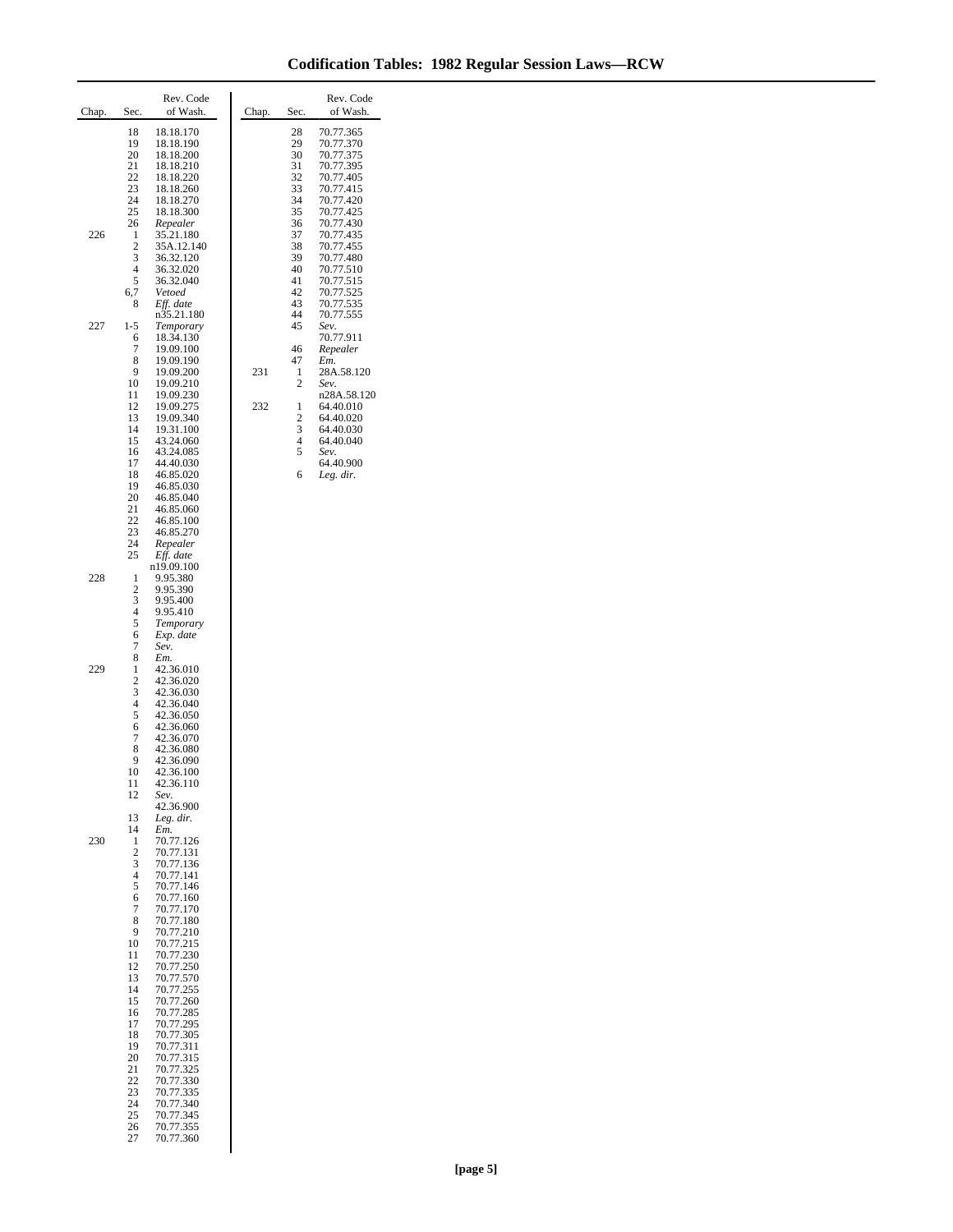# Codification Tables: 1982 Regular Session Laws—RCW

| Chap. | Sec. | Rev. Code of Wash. |
|---|---|---|
| | 18 | 18.18.170 |
| | 19 | 18.18.190 |
| | 20 | 18.18.200 |
| | 21 | 18.18.210 |
| | 22 | 18.18.220 |
| | 23 | 18.18.260 |
| | 24 | 18.18.270 |
| | 25 | 18.18.300 |
| | 26 | *Repealer* |
| 226 | 1 | 35.21.180 |
| | 2 | 35A.12.140 |
| | 3 | 36.32.120 |
| | 4 | 36.32.020 |
| | 5 | 36.32.040 |
| | 6,7 | *Vetoed* |
| | 8 | *Eff. date* n35.21.180 |
| 227 | 1-5 | *Temporary* |
| | 6 | 18.34.130 |
| | 7 | 19.09.100 |
| | 8 | 19.09.190 |
| | 9 | 19.09.200 |
| | 10 | 19.09.210 |
| | 11 | 19.09.230 |
| | 12 | 19.09.275 |
| | 13 | 19.09.340 |
| | 14 | 19.31.100 |
| | 15 | 43.24.060 |
| | 16 | 43.24.085 |
| | 17 | 44.40.030 |
| | 18 | 46.85.020 |
| | 19 | 46.85.030 |
| | 20 | 46.85.040 |
| | 21 | 46.85.060 |
| | 22 | 46.85.100 |
| | 23 | 46.85.270 |
| | 24 | *Repealer* |
| | 25 | *Eff. date* n19.09.100 |
| 228 | 1 | 9.95.380 |
| | 2 | 9.95.390 |
| | 3 | 9.95.400 |
| | 4 | 9.95.410 |
| | 5 | *Temporary* |
| | 6 | *Exp. date* |
| | 7 | *Sev.* |
| | 8 | *Em.* |
| 229 | 1 | 42.36.010 |
| | 2 | 42.36.020 |
| | 3 | 42.36.030 |
| | 4 | 42.36.040 |
| | 5 | 42.36.050 |
| | 6 | 42.36.060 |
| | 7 | 42.36.070 |
| | 8 | 42.36.080 |
| | 9 | 42.36.090 |
| | 10 | 42.36.100 |
| | 11 | 42.36.110 |
| | 12 | *Sev.* 42.36.900 |
| | 13 | *Leg. dir.* |
| | 14 | *Em.* |
| 230 | 1 | 70.77.126 |
| | 2 | 70.77.131 |
| | 3 | 70.77.136 |
| | 4 | 70.77.141 |
| | 5 | 70.77.146 |
| | 6 | 70.77.160 |
| | 7 | 70.77.170 |
| | 8 | 70.77.180 |
| | 9 | 70.77.210 |
| | 10 | 70.77.215 |
| | 11 | 70.77.230 |
| | 12 | 70.77.250 |
| | 13 | 70.77.570 |
| | 14 | 70.77.255 |
| | 15 | 70.77.260 |
| | 16 | 70.77.285 |
| | 17 | 70.77.295 |
| | 18 | 70.77.305 |
| | 19 | 70.77.311 |
| | 20 | 70.77.315 |
| | 21 | 70.77.325 |
| | 22 | 70.77.330 |
| | 23 | 70.77.335 |
| | 24 | 70.77.340 |
| | 25 | 70.77.345 |
| | 26 | 70.77.355 |
| | 27 | 70.77.360 |
| | 28 | 70.77.365 |
| | 29 | 70.77.370 |
| | 30 | 70.77.375 |
| | 31 | 70.77.395 |
| | 32 | 70.77.405 |
| | 33 | 70.77.415 |
| | 34 | 70.77.420 |
| | 35 | 70.77.425 |
| | 36 | 70.77.430 |
| | 37 | 70.77.435 |
| | 38 | 70.77.455 |
| | 39 | 70.77.480 |
| | 40 | 70.77.510 |
| | 41 | 70.77.515 |
| | 42 | 70.77.525 |
| | 43 | 70.77.535 |
| | 44 | 70.77.555 |
| | 45 | *Sev.* 70.77.911 |
| | 46 | *Repealer* |
| | 47 | *Em.* |
| 231 | 1 | 28A.58.120 |
| | 2 | *Sev.* n28A.58.120 |
| 232 | 1 | 64.40.010 |
| | 2 | 64.40.020 |
| | 3 | 64.40.030 |
| | 4 | 64.40.040 |
| | 5 | *Sev.* 64.40.900 |
| | 6 | *Leg. dir.* |